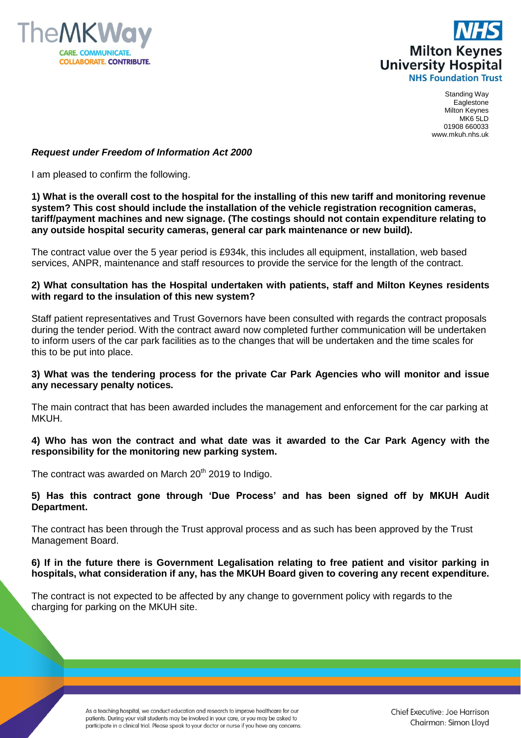TheMKWay

CARE. COMMUNICATE. COLLABORATE. CONTRIBUTE.

NHS

Milton Keynes University Hospital

NHS Foundation Trust

Standing Way
Eaglestone
Milton Keynes
MK6 5LD
01908 660033
www.mkuh.nhs.uk

***Request under Freedom of Information Act 2000***

I am pleased to confirm the following.

**1) What is the overall cost to the hospital for the installing of this new tariff and monitoring revenue system? This cost should include the installation of the vehicle registration recognition cameras, tariff/payment machines and new signage. (The costings should not contain expenditure relating to any outside hospital security cameras, general car park maintenance or new build).**

The contract value over the 5 year period is £934k, this includes all equipment, installation, web based services, ANPR, maintenance and staff resources to provide the service for the length of the contract.

**2) What consultation has the Hospital undertaken with patients, staff and Milton Keynes residents with regard to the insulation of this new system?**

Staff patient representatives and Trust Governors have been consulted with regards the contract proposals during the tender period. With the contract award now completed further communication will be undertaken to inform users of the car park facilities as to the changes that will be undertaken and the time scales for this to be put into place.

**3) What was the tendering process for the private Car Park Agencies who will monitor and issue any necessary penalty notices.**

The main contract that has been awarded includes the management and enforcement for the car parking at MKUH.

**4) Who has won the contract and what date was it awarded to the Car Park Agency with the responsibility for the monitoring new parking system.**

The contract was awarded on March 20th 2019 to Indigo.

**5) Has this contract gone through 'Due Process' and has been signed off by MKUH Audit Department.**

The contract has been through the Trust approval process and as such has been approved by the Trust Management Board.

**6) If in the future there is Government Legalisation relating to free patient and visitor parking in hospitals, what consideration if any, has the MKUH Board given to covering any recent expenditure.**

The contract is not expected to be affected by any change to government policy with regards to the charging for parking on the MKUH site.

As a teaching hospital, we conduct education and research to improve healthcare for our patients. During your visit students may be involved in your care, or you may be asked to participate in a clinical trial. Please speak to your doctor or nurse if you have any concerns.

Chief Executive: Joe Harrison
Chairman: Simon Lloyd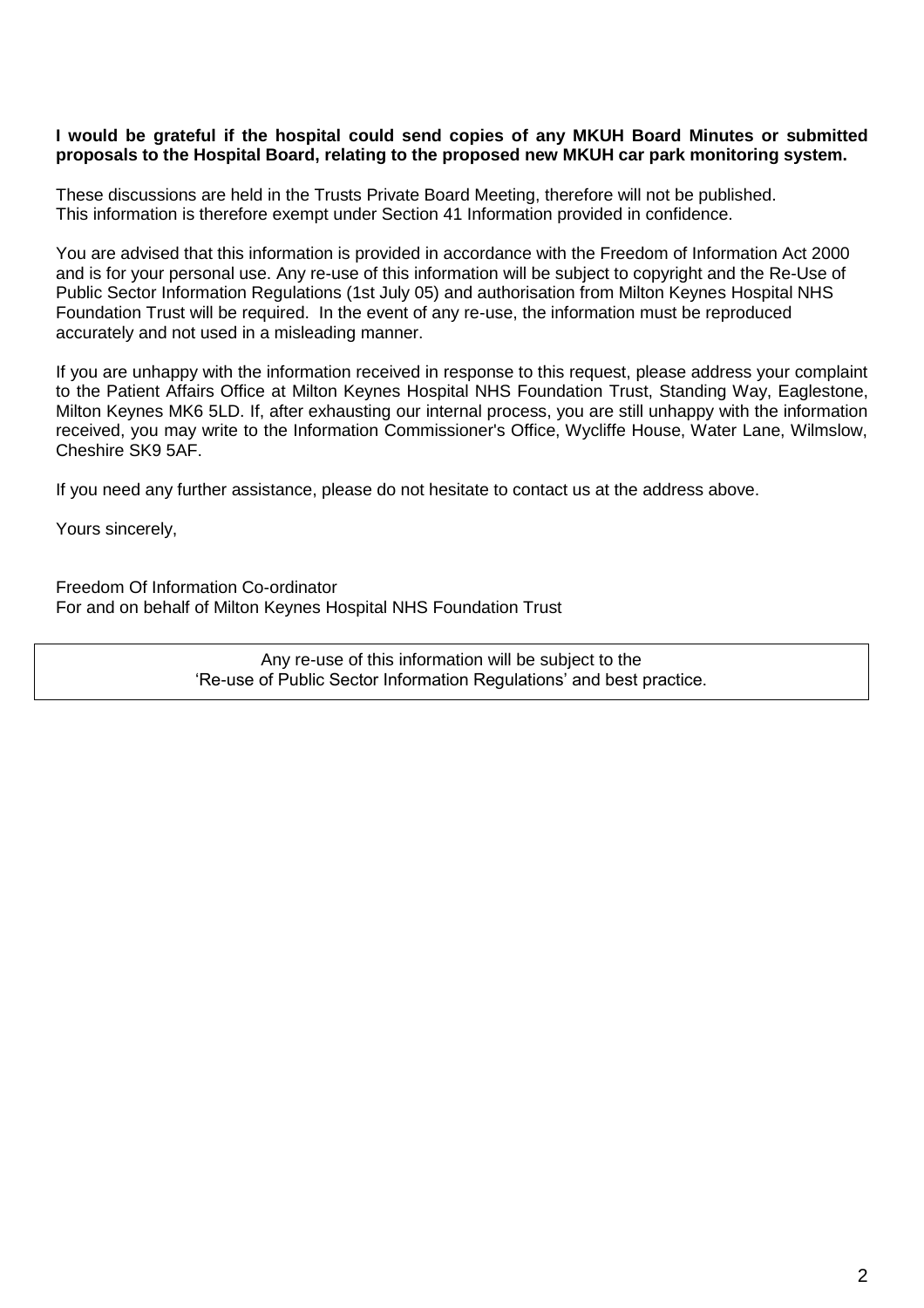**I would be grateful if the hospital could send copies of any MKUH Board Minutes or submitted proposals to the Hospital Board, relating to the proposed new MKUH car park monitoring system.**

These discussions are held in the Trusts Private Board Meeting, therefore will not be published.
This information is therefore exempt under Section 41 Information provided in confidence.

You are advised that this information is provided in accordance with the Freedom of Information Act 2000 and is for your personal use. Any re-use of this information will be subject to copyright and the Re-Use of Public Sector Information Regulations (1st July 05) and authorisation from Milton Keynes Hospital NHS Foundation Trust will be required. In the event of any re-use, the information must be reproduced accurately and not used in a misleading manner.

If you are unhappy with the information received in response to this request, please address your complaint to the Patient Affairs Office at Milton Keynes Hospital NHS Foundation Trust, Standing Way, Eaglestone, Milton Keynes MK6 5LD. If, after exhausting our internal process, you are still unhappy with the information received, you may write to the Information Commissioner's Office, Wycliffe House, Water Lane, Wilmslow, Cheshire SK9 5AF.

If you need any further assistance, please do not hesitate to contact us at the address above.

Yours sincerely,

Freedom Of Information Co-ordinator
For and on behalf of Milton Keynes Hospital NHS Foundation Trust

Any re-use of this information will be subject to the
'Re-use of Public Sector Information Regulations' and best practice.